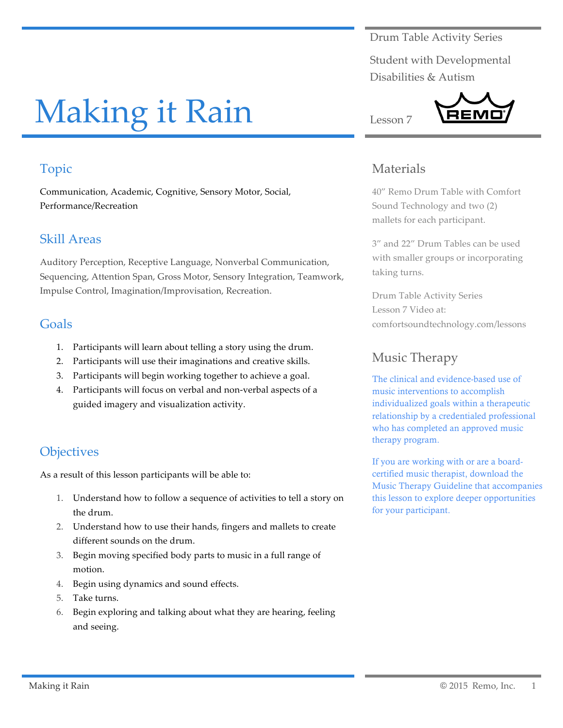Drum Table Activity Series

Student with Developmental Disabilities & Autism

Lesson 7

# Making it Rain

## Topic

Communication, Academic, Cognitive, Sensory Motor, Social, Performance/Recreation

## Skill Areas

Auditory Perception, Receptive Language, Nonverbal Communication, Sequencing, Attention Span, Gross Motor, Sensory Integration, Teamwork, Impulse Control, Imagination/Improvisation, Recreation.

## Goals

1. Participants will learn about telling a story using the drum.
2. Participants will use their imaginations and creative skills.
3. Participants will begin working together to achieve a goal.
4. Participants will focus on verbal and non-verbal aspects of a guided imagery and visualization activity.

## Objectives

As a result of this lesson participants will be able to:

1. Understand how to follow a sequence of activities to tell a story on the drum.
2. Understand how to use their hands, fingers and mallets to create different sounds on the drum.
3. Begin moving specified body parts to music in a full range of motion.
4. Begin using dynamics and sound effects.
5. Take turns.
6. Begin exploring and talking about what they are hearing, feeling and seeing.

## Materials

40" Remo Drum Table with Comfort Sound Technology and two (2) mallets for each participant.

3" and 22" Drum Tables can be used with smaller groups or incorporating taking turns.

Drum Table Activity Series
Lesson 7 Video at:
comfortsoundtechnology.com/lessons

## Music Therapy

The clinical and evidence-based use of music interventions to accomplish individualized goals within a therapeutic relationship by a credentialed professional who has completed an approved music therapy program.

If you are working with or are a board-certified music therapist, download the Music Therapy Guideline that accompanies this lesson to explore deeper opportunities for your participant.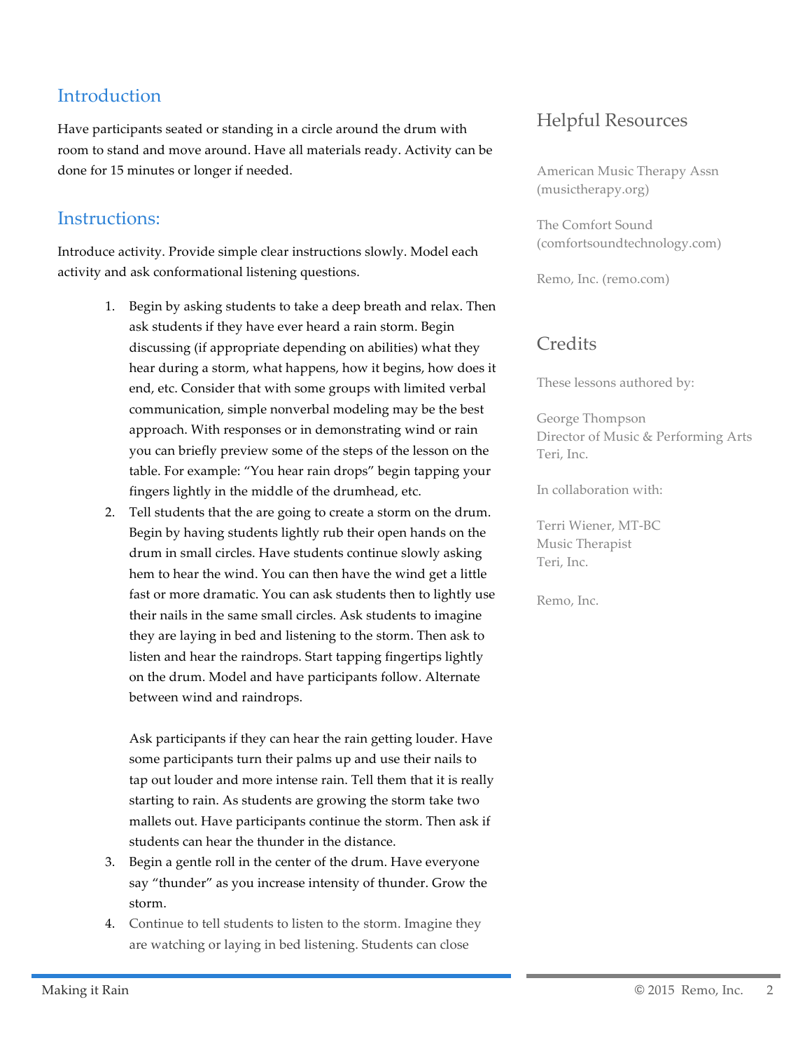## Introduction

Have participants seated or standing in a circle around the drum with room to stand and move around. Have all materials ready. Activity can be done for 15 minutes or longer if needed.

## Instructions:

Introduce activity. Provide simple clear instructions slowly. Model each activity and ask conformational listening questions.

1. Begin by asking students to take a deep breath and relax. Then ask students if they have ever heard a rain storm. Begin discussing (if appropriate depending on abilities) what they hear during a storm, what happens, how it begins, how does it end, etc. Consider that with some groups with limited verbal communication, simple nonverbal modeling may be the best approach. With responses or in demonstrating wind or rain you can briefly preview some of the steps of the lesson on the table. For example: "You hear rain drops" begin tapping your fingers lightly in the middle of the drumhead, etc.
2. Tell students that the are going to create a storm on the drum. Begin by having students lightly rub their open hands on the drum in small circles. Have students continue slowly asking hem to hear the wind. You can then have the wind get a little fast or more dramatic. You can ask students then to lightly use their nails in the same small circles. Ask students to imagine they are laying in bed and listening to the storm. Then ask to listen and hear the raindrops. Start tapping fingertips lightly on the drum. Model and have participants follow. Alternate between wind and raindrops.

   Ask participants if they can hear the rain getting louder. Have some participants turn their palms up and use their nails to tap out louder and more intense rain. Tell them that it is really starting to rain. As students are growing the storm take two mallets out. Have participants continue the storm. Then ask if students can hear the thunder in the distance.
3. Begin a gentle roll in the center of the drum. Have everyone say "thunder" as you increase intensity of thunder. Grow the storm.
4. Continue to tell students to listen to the storm. Imagine they are watching or laying in bed listening. Students can close

## Helpful Resources

American Music Therapy Assn (musictherapy.org)

The Comfort Sound (comfortsoundtechnology.com)

Remo, Inc. (remo.com)

## Credits

These lessons authored by:

George Thompson
Director of Music & Performing Arts
Teri, Inc.

In collaboration with:

Terri Wiener, MT-BC
Music Therapist
Teri, Inc.

Remo, Inc.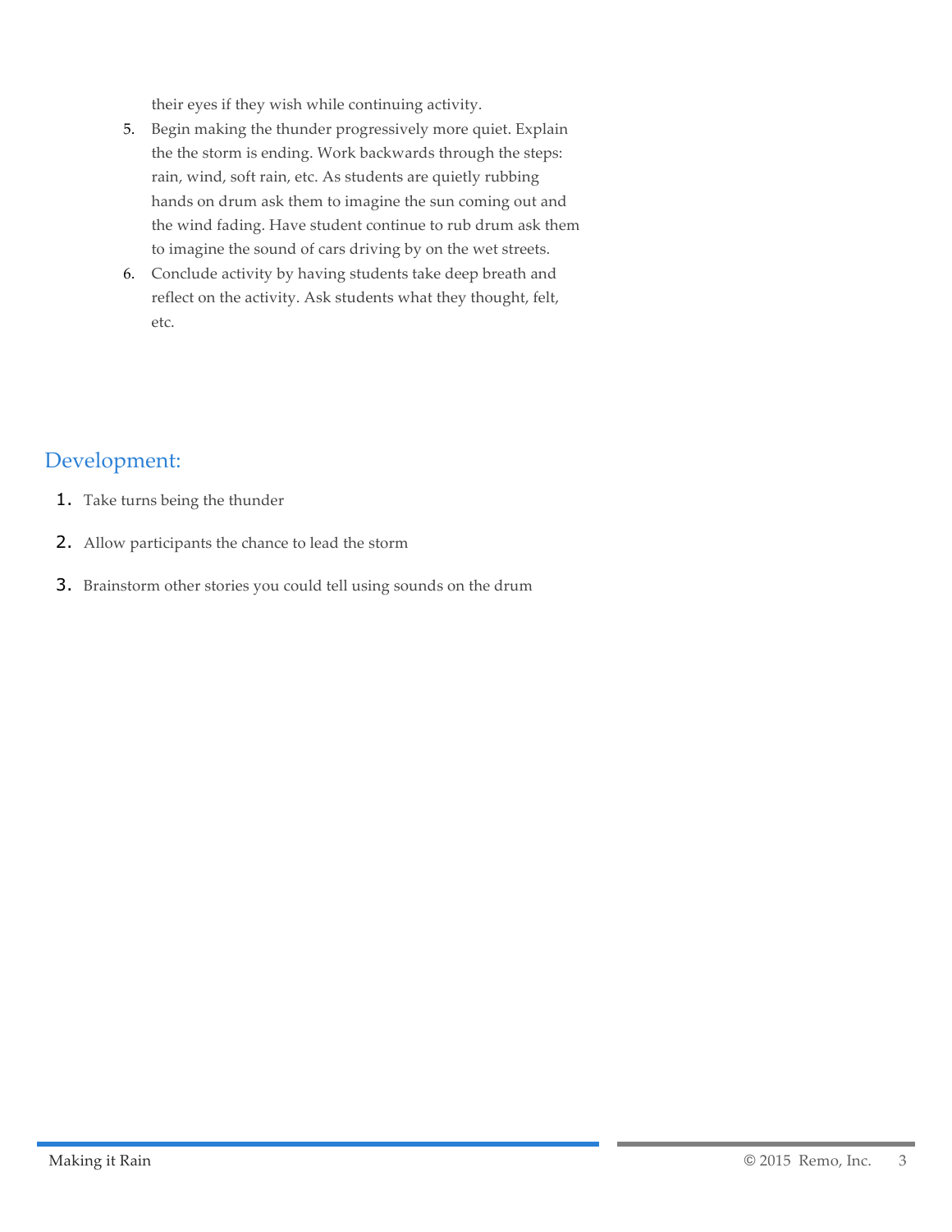their eyes if they wish while continuing activity.

5. Begin making the thunder progressively more quiet. Explain the the storm is ending. Work backwards through the steps: rain, wind, soft rain, etc. As students are quietly rubbing hands on drum ask them to imagine the sun coming out and the wind fading. Have student continue to rub drum ask them to imagine the sound of cars driving by on the wet streets.
6. Conclude activity by having students take deep breath and reflect on the activity. Ask students what they thought, felt, etc.

## Development:

1. Take turns being the thunder
2. Allow participants the chance to lead the storm
3. Brainstorm other stories you could tell using sounds on the drum